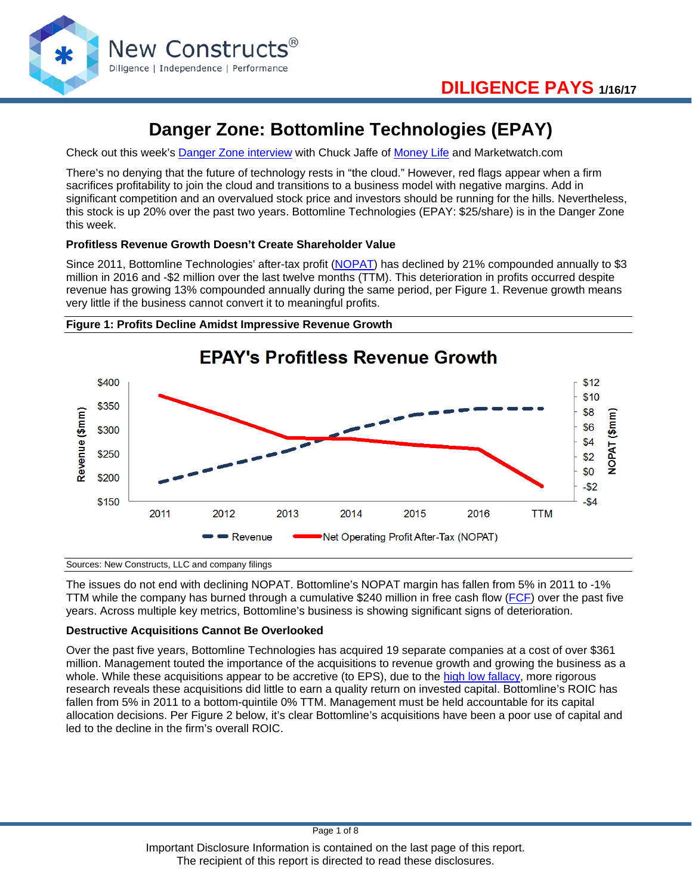**DILIGENCE PAYS** 1/16/17

# Danger Zone: Bottomline Technologies (EPAY)

Check out this week's Danger Zone interview with Chuck Jaffe of Money Life and Marketwatch.com

There's no denying that the future of technology rests in "the cloud." However, red flags appear when a firm sacrifices profitability to join the cloud and transitions to a business model with negative margins. Add in significant competition and an overvalued stock price and investors should be running for the hills. Nevertheless, this stock is up 20% over the past two years. Bottomline Technologies (EPAY: $25/share) is in the Danger Zone this week.

**Profitless Revenue Growth Doesn't Create Shareholder Value**

Since 2011, Bottomline Technologies' after-tax profit (NOPAT) has declined by 21% compounded annually to $3 million in 2016 and -$2 million over the last twelve months (TTM). This deterioration in profits occurred despite revenue has growing 13% compounded annually during the same period, per Figure 1. Revenue growth means very little if the business cannot convert it to meaningful profits.

**Figure 1: Profits Decline Amidst Impressive Revenue Growth**

Sources: New Constructs, LLC and company filings

The issues do not end with declining NOPAT. Bottomline's NOPAT margin has fallen from 5% in 2011 to -1% TTM while the company has burned through a cumulative $240 million in free cash flow (FCF) over the past five years. Across multiple key metrics, Bottomline's business is showing significant signs of deterioration.

**Destructive Acquisitions Cannot Be Overlooked**

Over the past five years, Bottomline Technologies has acquired 19 separate companies at a cost of over $361 million. Management touted the importance of the acquisitions to revenue growth and growing the business as a whole. While these acquisitions appear to be accretive (to EPS), due to the high low fallacy, more rigorous research reveals these acquisitions did little to earn a quality return on invested capital. Bottomline's ROIC has fallen from 5% in 2011 to a bottom-quintile 0% TTM. Management must be held accountable for its capital allocation decisions. Per Figure 2 below, it's clear Bottomline's acquisitions have been a poor use of capital and led to the decline in the firm's overall ROIC.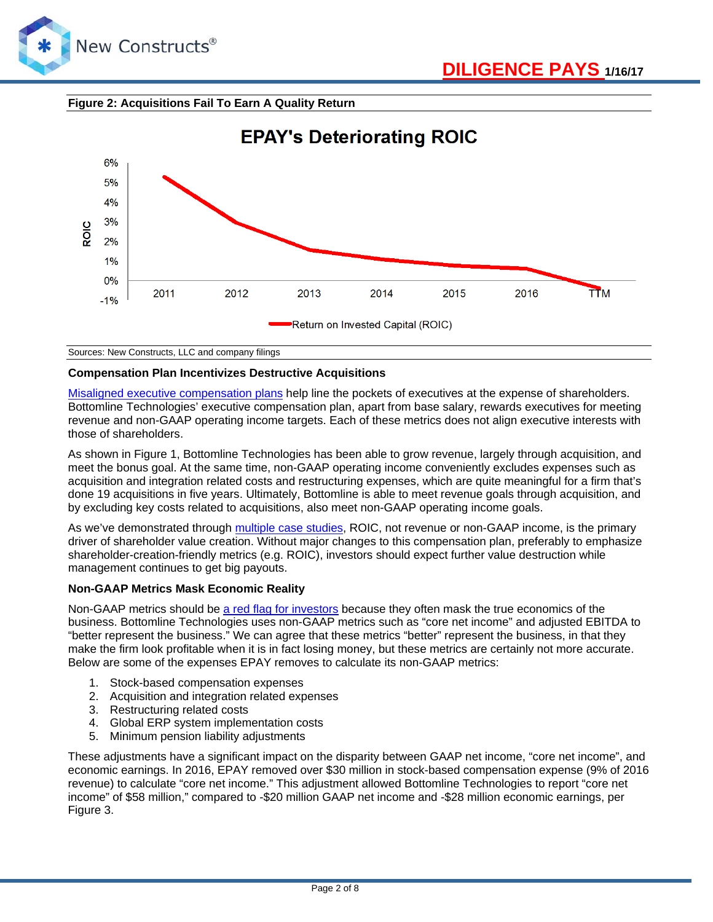**Figure 2: Acquisitions Fail To Earn A Quality Return**

Sources: New Constructs, LLC and company filings

### Compensation Plan Incentivizes Destructive Acquisitions

Misaligned executive compensation plans help line the pockets of executives at the expense of shareholders. Bottomline Technologies' executive compensation plan, apart from base salary, rewards executives for meeting revenue and non-GAAP operating income targets. Each of these metrics does not align executive interests with those of shareholders.

As shown in Figure 1, Bottomline Technologies has been able to grow revenue, largely through acquisition, and meet the bonus goal. At the same time, non-GAAP operating income conveniently excludes expenses such as acquisition and integration related costs and restructuring expenses, which are quite meaningful for a firm that's done 19 acquisitions in five years. Ultimately, Bottomline is able to meet revenue goals through acquisition, and by excluding key costs related to acquisitions, also meet non-GAAP operating income goals.

As we've demonstrated through multiple case studies, ROIC, not revenue or non-GAAP income, is the primary driver of shareholder value creation. Without major changes to this compensation plan, preferably to emphasize shareholder-creation-friendly metrics (e.g. ROIC), investors should expect further value destruction while management continues to get big payouts.

### Non-GAAP Metrics Mask Economic Reality

Non-GAAP metrics should be a red flag for investors because they often mask the true economics of the business. Bottomline Technologies uses non-GAAP metrics such as "core net income" and adjusted EBITDA to "better represent the business." We can agree that these metrics "better" represent the business, in that they make the firm look profitable when it is in fact losing money, but these metrics are certainly not more accurate. Below are some of the expenses EPAY removes to calculate its non-GAAP metrics:

1. Stock-based compensation expenses
2. Acquisition and integration related expenses
3. Restructuring related costs
4. Global ERP system implementation costs
5. Minimum pension liability adjustments

These adjustments have a significant impact on the disparity between GAAP net income, "core net income", and economic earnings. In 2016, EPAY removed over $30 million in stock-based compensation expense (9% of 2016 revenue) to calculate "core net income." This adjustment allowed Bottomline Technologies to report "core net income" of $58 million," compared to -$20 million GAAP net income and -$28 million economic earnings, per Figure 3.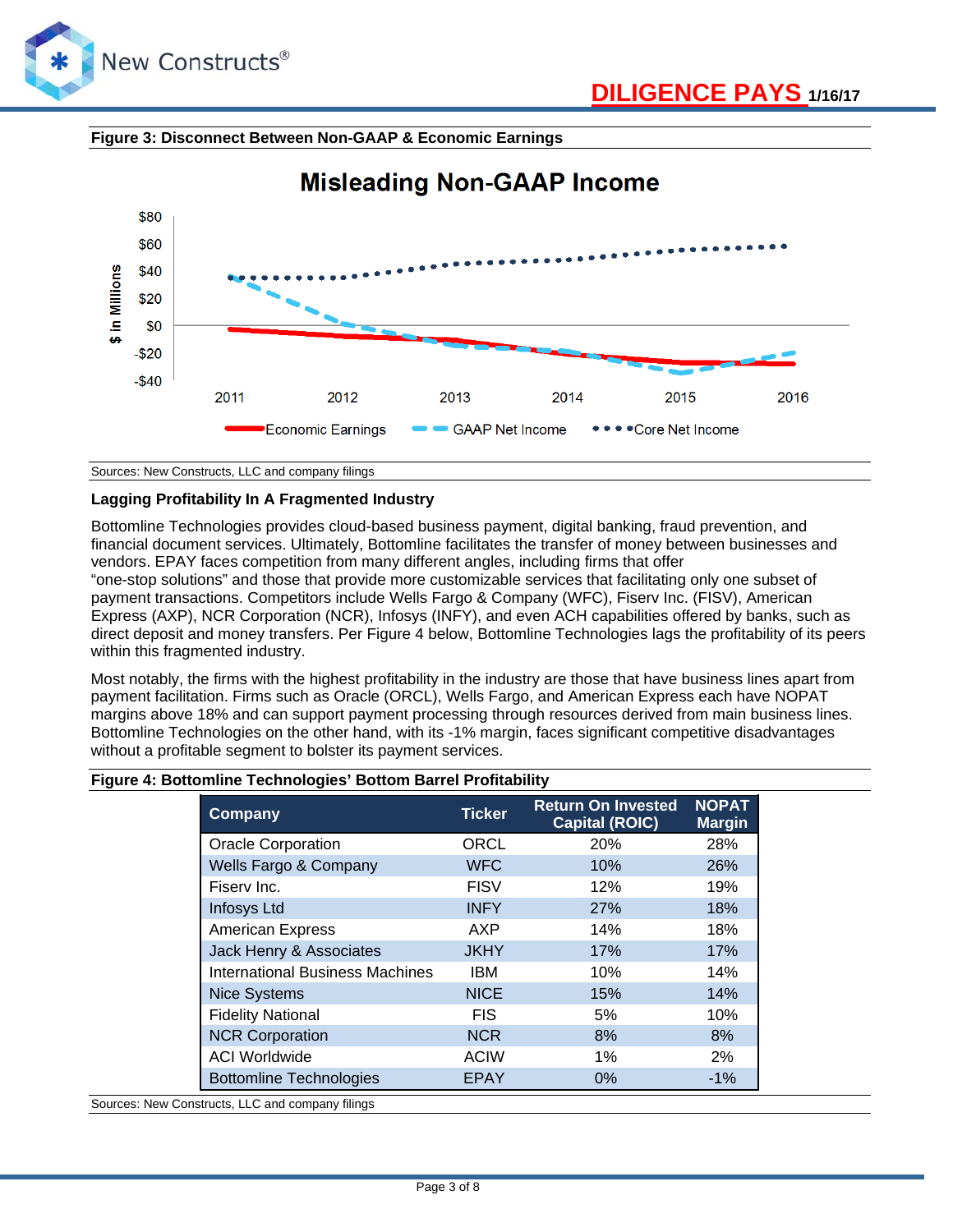**Figure 3: Disconnect Between Non-GAAP & Economic Earnings**

Sources: New Constructs, LLC and company filings

### Lagging Profitability In A Fragmented Industry

Bottomline Technologies provides cloud-based business payment, digital banking, fraud prevention, and financial document services. Ultimately, Bottomline facilitates the transfer of money between businesses and vendors. EPAY faces competition from many different angles, including firms that offer "one-stop solutions" and those that provide more customizable services that facilitating only one subset of payment transactions. Competitors include Wells Fargo & Company (WFC), Fiserv Inc. (FISV), American Express (AXP), NCR Corporation (NCR), Infosys (INFY), and even ACH capabilities offered by banks, such as direct deposit and money transfers. Per Figure 4 below, Bottomline Technologies lags the profitability of its peers within this fragmented industry.

Most notably, the firms with the highest profitability in the industry are those that have business lines apart from payment facilitation. Firms such as Oracle (ORCL), Wells Fargo, and American Express each have NOPAT margins above 18% and can support payment processing through resources derived from main business lines. Bottomline Technologies on the other hand, with its -1% margin, faces significant competitive disadvantages without a profitable segment to bolster its payment services.

**Figure 4: Bottomline Technologies' Bottom Barrel Profitability**

| Company | Ticker | Return On Invested Capital (ROIC) | NOPAT Margin |
|---|---|---|---|
| Oracle Corporation | ORCL | 20% | 28% |
| Wells Fargo & Company | WFC | 10% | 26% |
| Fiserv Inc. | FISV | 12% | 19% |
| Infosys Ltd | INFY | 27% | 18% |
| American Express | AXP | 14% | 18% |
| Jack Henry & Associates | JKHY | 17% | 17% |
| International Business Machines | IBM | 10% | 14% |
| Nice Systems | NICE | 15% | 14% |
| Fidelity National | FIS | 5% | 10% |
| NCR Corporation | NCR | 8% | 8% |
| ACI Worldwide | ACIW | 1% | 2% |
| Bottomline Technologies | EPAY | 0% | -1% |

Sources: New Constructs, LLC and company filings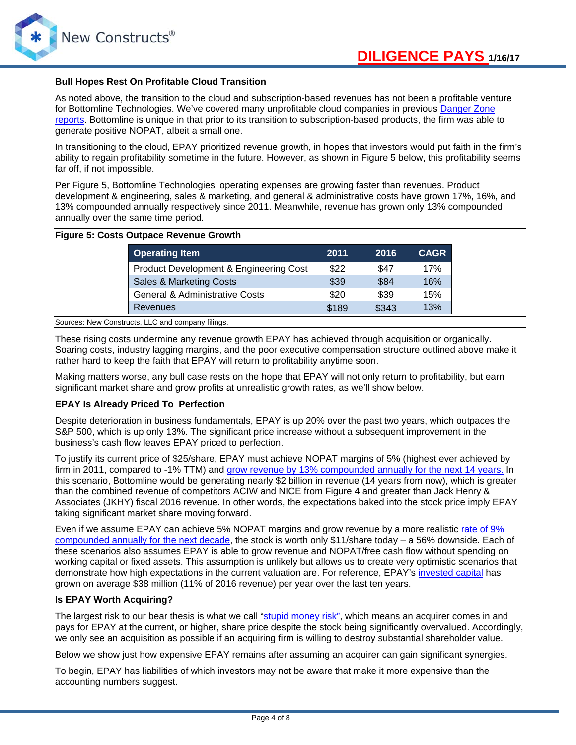**Bull Hopes Rest On Profitable Cloud Transition**

As noted above, the transition to the cloud and subscription-based revenues has not been a profitable venture for Bottomline Technologies. We've covered many unprofitable cloud companies in previous Danger Zone reports. Bottomline is unique in that prior to its transition to subscription-based products, the firm was able to generate positive NOPAT, albeit a small one.

In transitioning to the cloud, EPAY prioritized revenue growth, in hopes that investors would put faith in the firm's ability to regain profitability sometime in the future. However, as shown in Figure 5 below, this profitability seems far off, if not impossible.

Per Figure 5, Bottomline Technologies' operating expenses are growing faster than revenues. Product development & engineering, sales & marketing, and general & administrative costs have grown 17%, 16%, and 13% compounded annually respectively since 2011. Meanwhile, revenue has grown only 13% compounded annually over the same time period.

**Figure 5: Costs Outpace Revenue Growth**

| Operating Item | 2011 | 2016 | CAGR |
| --- | --- | --- | --- |
| Product Development & Engineering Cost | $22 | $47 | 17% |
| Sales & Marketing Costs | $39 | $84 | 16% |
| General & Administrative Costs | $20 | $39 | 15% |
| Revenues | $189 | $343 | 13% |

Sources: New Constructs, LLC and company filings.

These rising costs undermine any revenue growth EPAY has achieved through acquisition or organically. Soaring costs, industry lagging margins, and the poor executive compensation structure outlined above make it rather hard to keep the faith that EPAY will return to profitability anytime soon.

Making matters worse, any bull case rests on the hope that EPAY will not only return to profitability, but earn significant market share and grow profits at unrealistic growth rates, as we'll show below.

**EPAY Is Already Priced To Perfection**

Despite deterioration in business fundamentals, EPAY is up 20% over the past two years, which outpaces the S&P 500, which is up only 13%. The significant price increase without a subsequent improvement in the business's cash flow leaves EPAY priced to perfection.

To justify its current price of $25/share, EPAY must achieve NOPAT margins of 5% (highest ever achieved by firm in 2011, compared to -1% TTM) and grow revenue by 13% compounded annually for the next 14 years. In this scenario, Bottomline would be generating nearly $2 billion in revenue (14 years from now), which is greater than the combined revenue of competitors ACIW and NICE from Figure 4 and greater than Jack Henry & Associates (JKHY) fiscal 2016 revenue. In other words, the expectations baked into the stock price imply EPAY taking significant market share moving forward.

Even if we assume EPAY can achieve 5% NOPAT margins and grow revenue by a more realistic rate of 9% compounded annually for the next decade, the stock is worth only $11/share today – a 56% downside. Each of these scenarios also assumes EPAY is able to grow revenue and NOPAT/free cash flow without spending on working capital or fixed assets. This assumption is unlikely but allows us to create very optimistic scenarios that demonstrate how high expectations in the current valuation are. For reference, EPAY's invested capital has grown on average $38 million (11% of 2016 revenue) per year over the last ten years.

**Is EPAY Worth Acquiring?**

The largest risk to our bear thesis is what we call "stupid money risk", which means an acquirer comes in and pays for EPAY at the current, or higher, share price despite the stock being significantly overvalued. Accordingly, we only see an acquisition as possible if an acquiring firm is willing to destroy substantial shareholder value.

Below we show just how expensive EPAY remains after assuming an acquirer can gain significant synergies.

To begin, EPAY has liabilities of which investors may not be aware that make it more expensive than the accounting numbers suggest.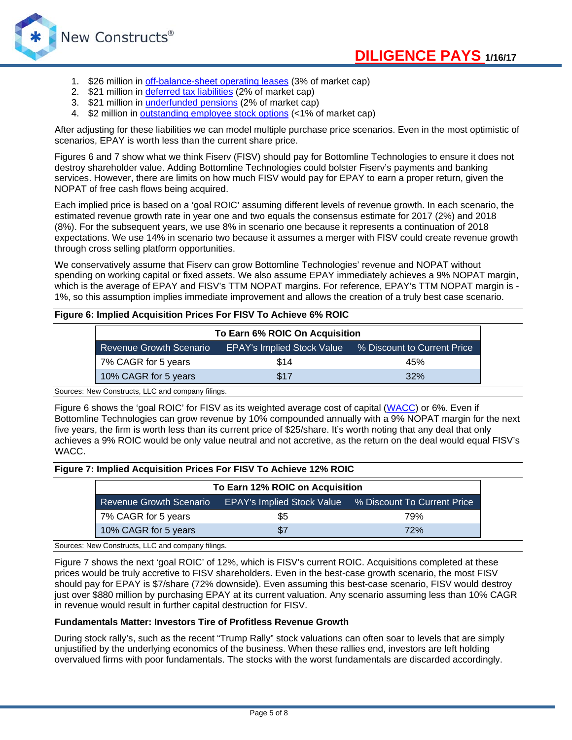1. $26 million in off-balance-sheet operating leases (3% of market cap)
2. $21 million in deferred tax liabilities (2% of market cap)
3. $21 million in underfunded pensions (2% of market cap)
4. $2 million in outstanding employee stock options (<1% of market cap)

After adjusting for these liabilities we can model multiple purchase price scenarios. Even in the most optimistic of scenarios, EPAY is worth less than the current share price.

Figures 6 and 7 show what we think Fiserv (FISV) should pay for Bottomline Technologies to ensure it does not destroy shareholder value. Adding Bottomline Technologies could bolster Fiserv's payments and banking services. However, there are limits on how much FISV would pay for EPAY to earn a proper return, given the NOPAT of free cash flows being acquired.

Each implied price is based on a 'goal ROIC' assuming different levels of revenue growth. In each scenario, the estimated revenue growth rate in year one and two equals the consensus estimate for 2017 (2%) and 2018 (8%). For the subsequent years, we use 8% in scenario one because it represents a continuation of 2018 expectations. We use 14% in scenario two because it assumes a merger with FISV could create revenue growth through cross selling platform opportunities.

We conservatively assume that Fiserv can grow Bottomline Technologies' revenue and NOPAT without spending on working capital or fixed assets. We also assume EPAY immediately achieves a 9% NOPAT margin, which is the average of EPAY and FISV's TTM NOPAT margins. For reference, EPAY's TTM NOPAT margin is -1%, so this assumption implies immediate improvement and allows the creation of a truly best case scenario.

**Figure 6: Implied Acquisition Prices For FISV To Achieve 6% ROIC**

| To Earn 6% ROIC On Acquisition | | |
|---|---|---|
| Revenue Growth Scenario | EPAY's Implied Stock Value | % Discount to Current Price |
| 7% CAGR for 5 years | $14 | 45% |
| 10% CAGR for 5 years | $17 | 32% |

Sources: New Constructs, LLC and company filings.

Figure 6 shows the 'goal ROIC' for FISV as its weighted average cost of capital (WACC) or 6%. Even if Bottomline Technologies can grow revenue by 10% compounded annually with a 9% NOPAT margin for the next five years, the firm is worth less than its current price of $25/share. It's worth noting that any deal that only achieves a 9% ROIC would be only value neutral and not accretive, as the return on the deal would equal FISV's WACC.

**Figure 7: Implied Acquisition Prices For FISV To Achieve 12% ROIC**

| To Earn 12% ROIC on Acquisition | | |
|---|---|---|
| Revenue Growth Scenario | EPAY's Implied Stock Value | % Discount To Current Price |
| 7% CAGR for 5 years | $5 | 79% |
| 10% CAGR for 5 years | $7 | 72% |

Sources: New Constructs, LLC and company filings.

Figure 7 shows the next 'goal ROIC' of 12%, which is FISV's current ROIC. Acquisitions completed at these prices would be truly accretive to FISV shareholders. Even in the best-case growth scenario, the most FISV should pay for EPAY is $7/share (72% downside). Even assuming this best-case scenario, FISV would destroy just over $880 million by purchasing EPAY at its current valuation. Any scenario assuming less than 10% CAGR in revenue would result in further capital destruction for FISV.

### Fundamentals Matter: Investors Tire of Profitless Revenue Growth

During stock rally's, such as the recent "Trump Rally" stock valuations can often soar to levels that are simply unjustified by the underlying economics of the business. When these rallies end, investors are left holding overvalued firms with poor fundamentals. The stocks with the worst fundamentals are discarded accordingly.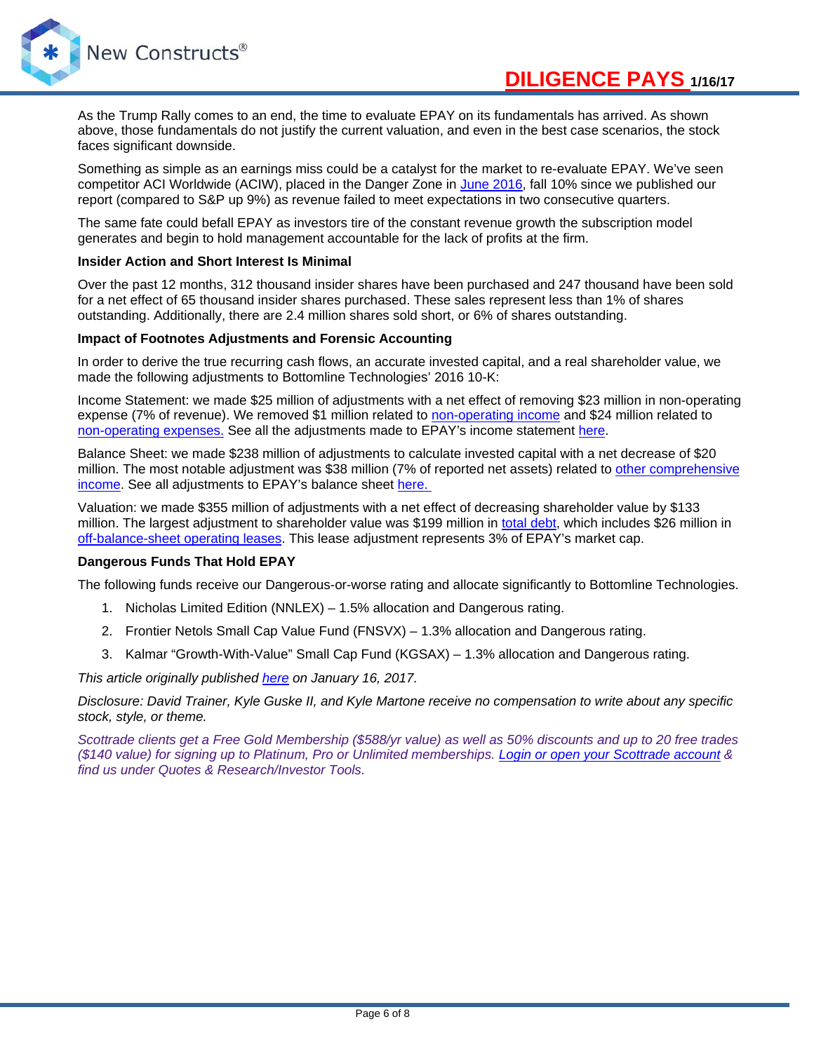As the Trump Rally comes to an end, the time to evaluate EPAY on its fundamentals has arrived. As shown above, those fundamentals do not justify the current valuation, and even in the best case scenarios, the stock faces significant downside.

Something as simple as an earnings miss could be a catalyst for the market to re-evaluate EPAY. We've seen competitor ACI Worldwide (ACIW), placed in the Danger Zone in June 2016, fall 10% since we published our report (compared to S&P up 9%) as revenue failed to meet expectations in two consecutive quarters.

The same fate could befall EPAY as investors tire of the constant revenue growth the subscription model generates and begin to hold management accountable for the lack of profits at the firm.

**Insider Action and Short Interest Is Minimal**

Over the past 12 months, 312 thousand insider shares have been purchased and 247 thousand have been sold for a net effect of 65 thousand insider shares purchased. These sales represent less than 1% of shares outstanding. Additionally, there are 2.4 million shares sold short, or 6% of shares outstanding.

**Impact of Footnotes Adjustments and Forensic Accounting**

In order to derive the true recurring cash flows, an accurate invested capital, and a real shareholder value, we made the following adjustments to Bottomline Technologies' 2016 10-K:

Income Statement: we made $25 million of adjustments with a net effect of removing $23 million in non-operating expense (7% of revenue). We removed $1 million related to non-operating income and $24 million related to non-operating expenses. See all the adjustments made to EPAY's income statement here.

Balance Sheet: we made $238 million of adjustments to calculate invested capital with a net decrease of $20 million. The most notable adjustment was $38 million (7% of reported net assets) related to other comprehensive income. See all adjustments to EPAY's balance sheet here.

Valuation: we made $355 million of adjustments with a net effect of decreasing shareholder value by $133 million. The largest adjustment to shareholder value was $199 million in total debt, which includes $26 million in off-balance-sheet operating leases. This lease adjustment represents 3% of EPAY's market cap.

**Dangerous Funds That Hold EPAY**

The following funds receive our Dangerous-or-worse rating and allocate significantly to Bottomline Technologies.

1. Nicholas Limited Edition (NNLEX) – 1.5% allocation and Dangerous rating.
2. Frontier Netols Small Cap Value Fund (FNSVX) – 1.3% allocation and Dangerous rating.
3. Kalmar "Growth-With-Value" Small Cap Fund (KGSAX) – 1.3% allocation and Dangerous rating.

*This article originally published here on January 16, 2017.*

*Disclosure: David Trainer, Kyle Guske II, and Kyle Martone receive no compensation to write about any specific stock, style, or theme.*

*Scottrade clients get a Free Gold Membership ($588/yr value) as well as 50% discounts and up to 20 free trades ($140 value) for signing up to Platinum, Pro or Unlimited memberships. Login or open your Scottrade account & find us under Quotes & Research/Investor Tools.*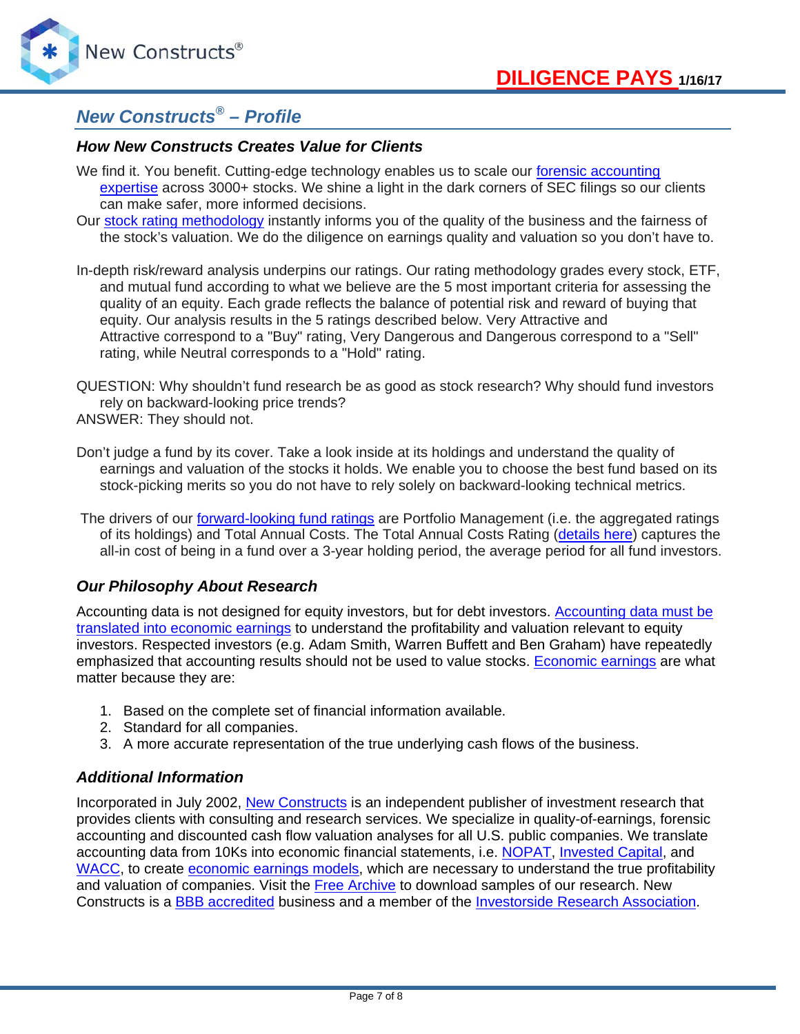## *New Constructs® – Profile*

### *How New Constructs Creates Value for Clients*

We find it. You benefit. Cutting-edge technology enables us to scale our forensic accounting expertise across 3000+ stocks. We shine a light in the dark corners of SEC filings so our clients can make safer, more informed decisions.

Our stock rating methodology instantly informs you of the quality of the business and the fairness of the stock's valuation. We do the diligence on earnings quality and valuation so you don't have to.

In-depth risk/reward analysis underpins our ratings. Our rating methodology grades every stock, ETF, and mutual fund according to what we believe are the 5 most important criteria for assessing the quality of an equity. Each grade reflects the balance of potential risk and reward of buying that equity. Our analysis results in the 5 ratings described below. Very Attractive and Attractive correspond to a "Buy" rating, Very Dangerous and Dangerous correspond to a "Sell" rating, while Neutral corresponds to a "Hold" rating.

QUESTION: Why shouldn't fund research be as good as stock research? Why should fund investors rely on backward-looking price trends?

ANSWER: They should not.

Don't judge a fund by its cover. Take a look inside at its holdings and understand the quality of earnings and valuation of the stocks it holds. We enable you to choose the best fund based on its stock-picking merits so you do not have to rely solely on backward-looking technical metrics.

The drivers of our forward-looking fund ratings are Portfolio Management (i.e. the aggregated ratings of its holdings) and Total Annual Costs. The Total Annual Costs Rating (details here) captures the all-in cost of being in a fund over a 3-year holding period, the average period for all fund investors.

### *Our Philosophy About Research*

Accounting data is not designed for equity investors, but for debt investors. Accounting data must be translated into economic earnings to understand the profitability and valuation relevant to equity investors. Respected investors (e.g. Adam Smith, Warren Buffett and Ben Graham) have repeatedly emphasized that accounting results should not be used to value stocks. Economic earnings are what matter because they are:

1. Based on the complete set of financial information available.
2. Standard for all companies.
3. A more accurate representation of the true underlying cash flows of the business.

### *Additional Information*

Incorporated in July 2002, New Constructs is an independent publisher of investment research that provides clients with consulting and research services. We specialize in quality-of-earnings, forensic accounting and discounted cash flow valuation analyses for all U.S. public companies. We translate accounting data from 10Ks into economic financial statements, i.e. NOPAT, Invested Capital, and WACC, to create economic earnings models, which are necessary to understand the true profitability and valuation of companies. Visit the Free Archive to download samples of our research. New Constructs is a BBB accredited business and a member of the Investorside Research Association.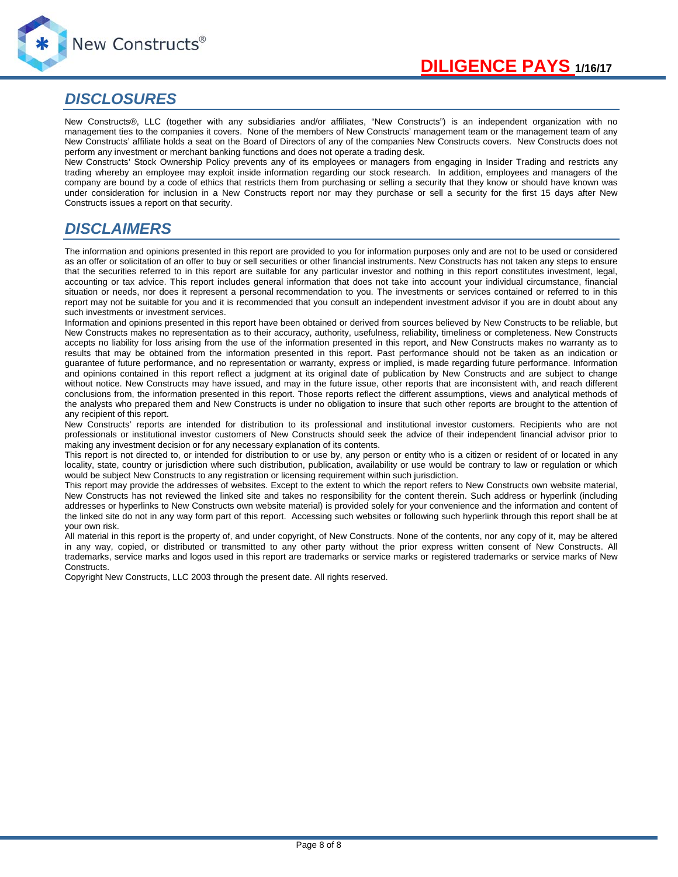## DISCLOSURES

New Constructs®, LLC (together with any subsidiaries and/or affiliates, "New Constructs") is an independent organization with no management ties to the companies it covers. None of the members of New Constructs' management team or the management team of any New Constructs' affiliate holds a seat on the Board of Directors of any of the companies New Constructs covers. New Constructs does not perform any investment or merchant banking functions and does not operate a trading desk.

New Constructs' Stock Ownership Policy prevents any of its employees or managers from engaging in Insider Trading and restricts any trading whereby an employee may exploit inside information regarding our stock research. In addition, employees and managers of the company are bound by a code of ethics that restricts them from purchasing or selling a security that they know or should have known was under consideration for inclusion in a New Constructs report nor may they purchase or sell a security for the first 15 days after New Constructs issues a report on that security.

## DISCLAIMERS

The information and opinions presented in this report are provided to you for information purposes only and are not to be used or considered as an offer or solicitation of an offer to buy or sell securities or other financial instruments. New Constructs has not taken any steps to ensure that the securities referred to in this report are suitable for any particular investor and nothing in this report constitutes investment, legal, accounting or tax advice. This report includes general information that does not take into account your individual circumstance, financial situation or needs, nor does it represent a personal recommendation to you. The investments or services contained or referred to in this report may not be suitable for you and it is recommended that you consult an independent investment advisor if you are in doubt about any such investments or investment services.

Information and opinions presented in this report have been obtained or derived from sources believed by New Constructs to be reliable, but New Constructs makes no representation as to their accuracy, authority, usefulness, reliability, timeliness or completeness. New Constructs accepts no liability for loss arising from the use of the information presented in this report, and New Constructs makes no warranty as to results that may be obtained from the information presented in this report. Past performance should not be taken as an indication or guarantee of future performance, and no representation or warranty, express or implied, is made regarding future performance. Information and opinions contained in this report reflect a judgment at its original date of publication by New Constructs and are subject to change without notice. New Constructs may have issued, and may in the future issue, other reports that are inconsistent with, and reach different conclusions from, the information presented in this report. Those reports reflect the different assumptions, views and analytical methods of the analysts who prepared them and New Constructs is under no obligation to insure that such other reports are brought to the attention of any recipient of this report.

New Constructs' reports are intended for distribution to its professional and institutional investor customers. Recipients who are not professionals or institutional investor customers of New Constructs should seek the advice of their independent financial advisor prior to making any investment decision or for any necessary explanation of its contents.

This report is not directed to, or intended for distribution to or use by, any person or entity who is a citizen or resident of or located in any locality, state, country or jurisdiction where such distribution, publication, availability or use would be contrary to law or regulation or which would be subject New Constructs to any registration or licensing requirement within such jurisdiction.

This report may provide the addresses of websites. Except to the extent to which the report refers to New Constructs own website material, New Constructs has not reviewed the linked site and takes no responsibility for the content therein. Such address or hyperlink (including addresses or hyperlinks to New Constructs own website material) is provided solely for your convenience and the information and content of the linked site do not in any way form part of this report. Accessing such websites or following such hyperlink through this report shall be at your own risk.

All material in this report is the property of, and under copyright, of New Constructs. None of the contents, nor any copy of it, may be altered in any way, copied, or distributed or transmitted to any other party without the prior express written consent of New Constructs. All trademarks, service marks and logos used in this report are trademarks or service marks or registered trademarks or service marks of New Constructs.

Copyright New Constructs, LLC 2003 through the present date. All rights reserved.